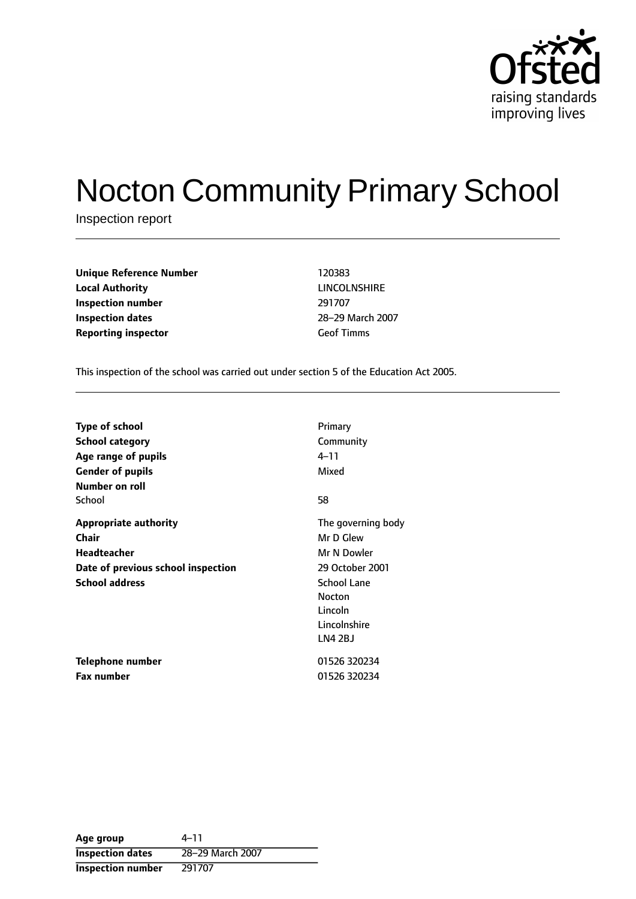Ofsted
raising standards
improving lives

# Nocton Community Primary School

Inspection report

| | |
|---|---|
| **Unique Reference Number** | 120383 |
| **Local Authority** | LINCOLNSHIRE |
| **Inspection number** | 291707 |
| **Inspection dates** | 28–29 March 2007 |
| **Reporting inspector** | Geof Timms |

This inspection of the school was carried out under section 5 of the Education Act 2005.

| | |
|---|---|
| **Type of school** | Primary |
| **School category** | Community |
| **Age range of pupils** | 4–11 |
| **Gender of pupils** | Mixed |
| **Number on roll** | |
| School | 58 |
| **Appropriate authority** | The governing body |
| **Chair** | Mr D Glew |
| **Headteacher** | Mr N Dowler |
| **Date of previous school inspection** | 29 October 2001 |
| **School address** | School Lane<br>Nocton<br>Lincoln<br>Lincolnshire<br>LN4 2BJ |
| **Telephone number** | 01526 320234 |
| **Fax number** | 01526 320234 |

| | |
|---|---|
| **Age group** | 4–11 |
| **Inspection dates** | 28–29 March 2007 |
| **Inspection number** | 291707 |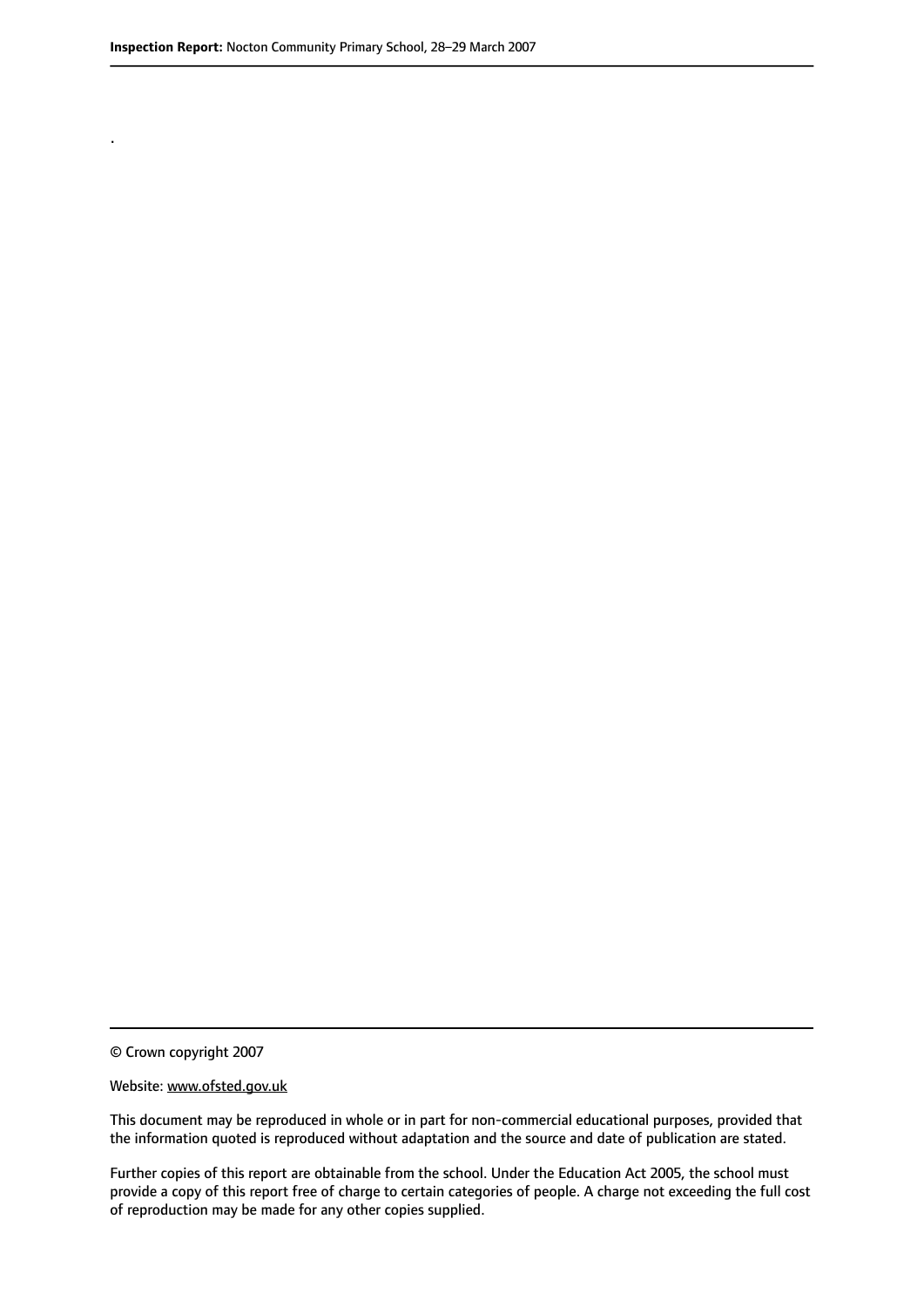.

© Crown copyright 2007

Website: www.ofsted.gov.uk

This document may be reproduced in whole or in part for non-commercial educational purposes, provided that the information quoted is reproduced without adaptation and the source and date of publication are stated.

Further copies of this report are obtainable from the school. Under the Education Act 2005, the school must provide a copy of this report free of charge to certain categories of people. A charge not exceeding the full cost of reproduction may be made for any other copies supplied.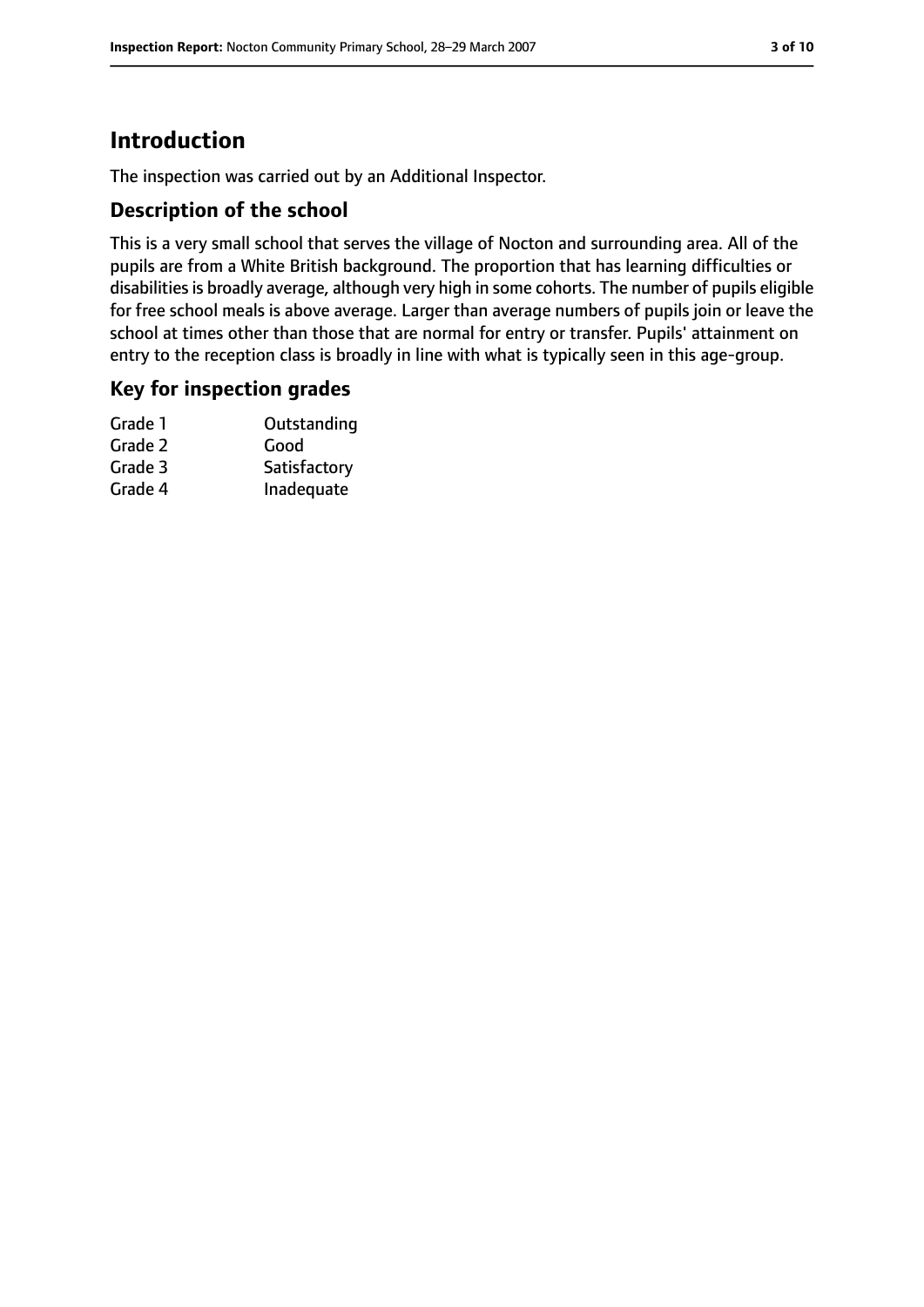# Introduction

The inspection was carried out by an Additional Inspector.

## Description of the school

This is a very small school that serves the village of Nocton and surrounding area. All of the pupils are from a White British background. The proportion that has learning difficulties or disabilities is broadly average, although very high in some cohorts. The number of pupils eligible for free school meals is above average. Larger than average numbers of pupils join or leave the school at times other than those that are normal for entry or transfer. Pupils' attainment on entry to the reception class is broadly in line with what is typically seen in this age-group.

## Key for inspection grades

| | |
|---|---|
| Grade 1 | Outstanding |
| Grade 2 | Good |
| Grade 3 | Satisfactory |
| Grade 4 | Inadequate |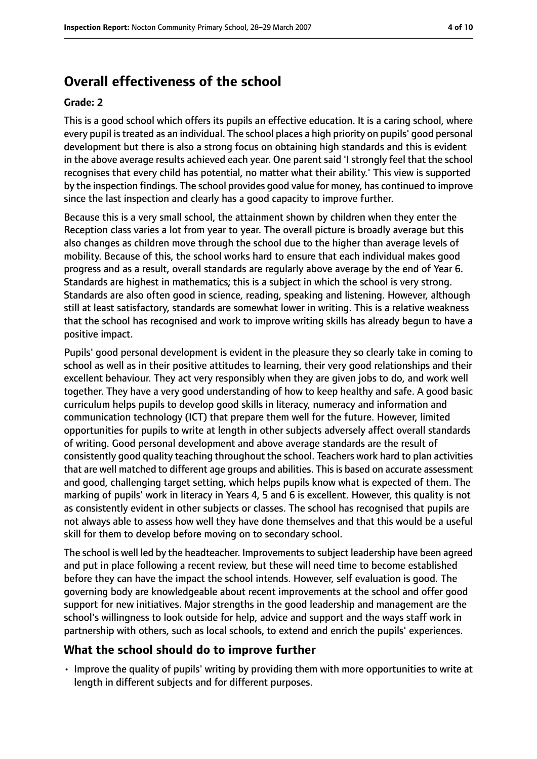## Overall effectiveness of the school

**Grade: 2**

This is a good school which offers its pupils an effective education. It is a caring school, where every pupil is treated as an individual. The school places a high priority on pupils' good personal development but there is also a strong focus on obtaining high standards and this is evident in the above average results achieved each year. One parent said 'I strongly feel that the school recognises that every child has potential, no matter what their ability.' This view is supported by the inspection findings. The school provides good value for money, has continued to improve since the last inspection and clearly has a good capacity to improve further.

Because this is a very small school, the attainment shown by children when they enter the Reception class varies a lot from year to year. The overall picture is broadly average but this also changes as children move through the school due to the higher than average levels of mobility. Because of this, the school works hard to ensure that each individual makes good progress and as a result, overall standards are regularly above average by the end of Year 6. Standards are highest in mathematics; this is a subject in which the school is very strong. Standards are also often good in science, reading, speaking and listening. However, although still at least satisfactory, standards are somewhat lower in writing. This is a relative weakness that the school has recognised and work to improve writing skills has already begun to have a positive impact.

Pupils' good personal development is evident in the pleasure they so clearly take in coming to school as well as in their positive attitudes to learning, their very good relationships and their excellent behaviour. They act very responsibly when they are given jobs to do, and work well together. They have a very good understanding of how to keep healthy and safe. A good basic curriculum helps pupils to develop good skills in literacy, numeracy and information and communication technology (ICT) that prepare them well for the future. However, limited opportunities for pupils to write at length in other subjects adversely affect overall standards of writing. Good personal development and above average standards are the result of consistently good quality teaching throughout the school. Teachers work hard to plan activities that are well matched to different age groups and abilities. This is based on accurate assessment and good, challenging target setting, which helps pupils know what is expected of them. The marking of pupils' work in literacy in Years 4, 5 and 6 is excellent. However, this quality is not as consistently evident in other subjects or classes. The school has recognised that pupils are not always able to assess how well they have done themselves and that this would be a useful skill for them to develop before moving on to secondary school.

The school is well led by the headteacher. Improvements to subject leadership have been agreed and put in place following a recent review, but these will need time to become established before they can have the impact the school intends. However, self evaluation is good. The governing body are knowledgeable about recent improvements at the school and offer good support for new initiatives. Major strengths in the good leadership and management are the school's willingness to look outside for help, advice and support and the ways staff work in partnership with others, such as local schools, to extend and enrich the pupils' experiences.

### What the school should do to improve further

- Improve the quality of pupils' writing by providing them with more opportunities to write at length in different subjects and for different purposes.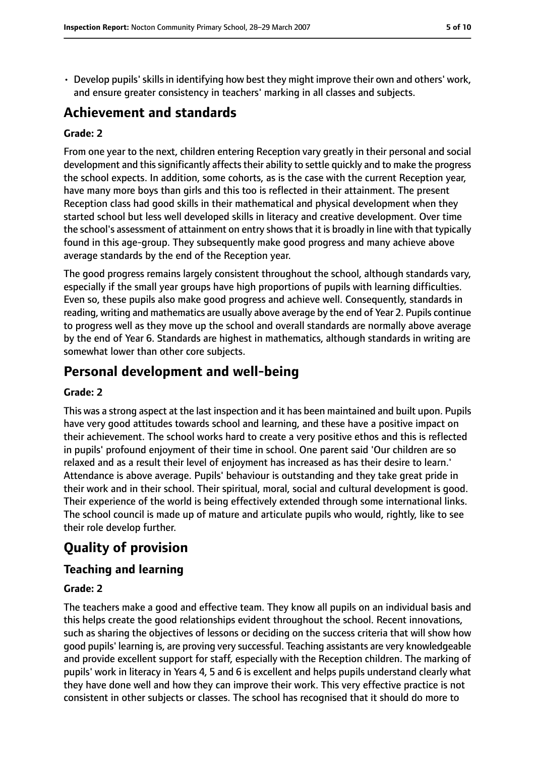- Develop pupils' skills in identifying how best they might improve their own and others' work, and ensure greater consistency in teachers' marking in all classes and subjects.

# Achievement and standards

**Grade: 2**

From one year to the next, children entering Reception vary greatly in their personal and social development and this significantly affects their ability to settle quickly and to make the progress the school expects. In addition, some cohorts, as is the case with the current Reception year, have many more boys than girls and this too is reflected in their attainment. The present Reception class had good skills in their mathematical and physical development when they started school but less well developed skills in literacy and creative development. Over time the school's assessment of attainment on entry shows that it is broadly in line with that typically found in this age-group. They subsequently make good progress and many achieve above average standards by the end of the Reception year.

The good progress remains largely consistent throughout the school, although standards vary, especially if the small year groups have high proportions of pupils with learning difficulties. Even so, these pupils also make good progress and achieve well. Consequently, standards in reading, writing and mathematics are usually above average by the end of Year 2. Pupils continue to progress well as they move up the school and overall standards are normally above average by the end of Year 6. Standards are highest in mathematics, although standards in writing are somewhat lower than other core subjects.

# Personal development and well-being

**Grade: 2**

This was a strong aspect at the last inspection and it has been maintained and built upon. Pupils have very good attitudes towards school and learning, and these have a positive impact on their achievement. The school works hard to create a very positive ethos and this is reflected in pupils' profound enjoyment of their time in school. One parent said 'Our children are so relaxed and as a result their level of enjoyment has increased as has their desire to learn.' Attendance is above average. Pupils' behaviour is outstanding and they take great pride in their work and in their school. Their spiritual, moral, social and cultural development is good. Their experience of the world is being effectively extended through some international links. The school council is made up of mature and articulate pupils who would, rightly, like to see their role develop further.

# Quality of provision

## Teaching and learning

**Grade: 2**

The teachers make a good and effective team. They know all pupils on an individual basis and this helps create the good relationships evident throughout the school. Recent innovations, such as sharing the objectives of lessons or deciding on the success criteria that will show how good pupils' learning is, are proving very successful. Teaching assistants are very knowledgeable and provide excellent support for staff, especially with the Reception children. The marking of pupils' work in literacy in Years 4, 5 and 6 is excellent and helps pupils understand clearly what they have done well and how they can improve their work. This very effective practice is not consistent in other subjects or classes. The school has recognised that it should do more to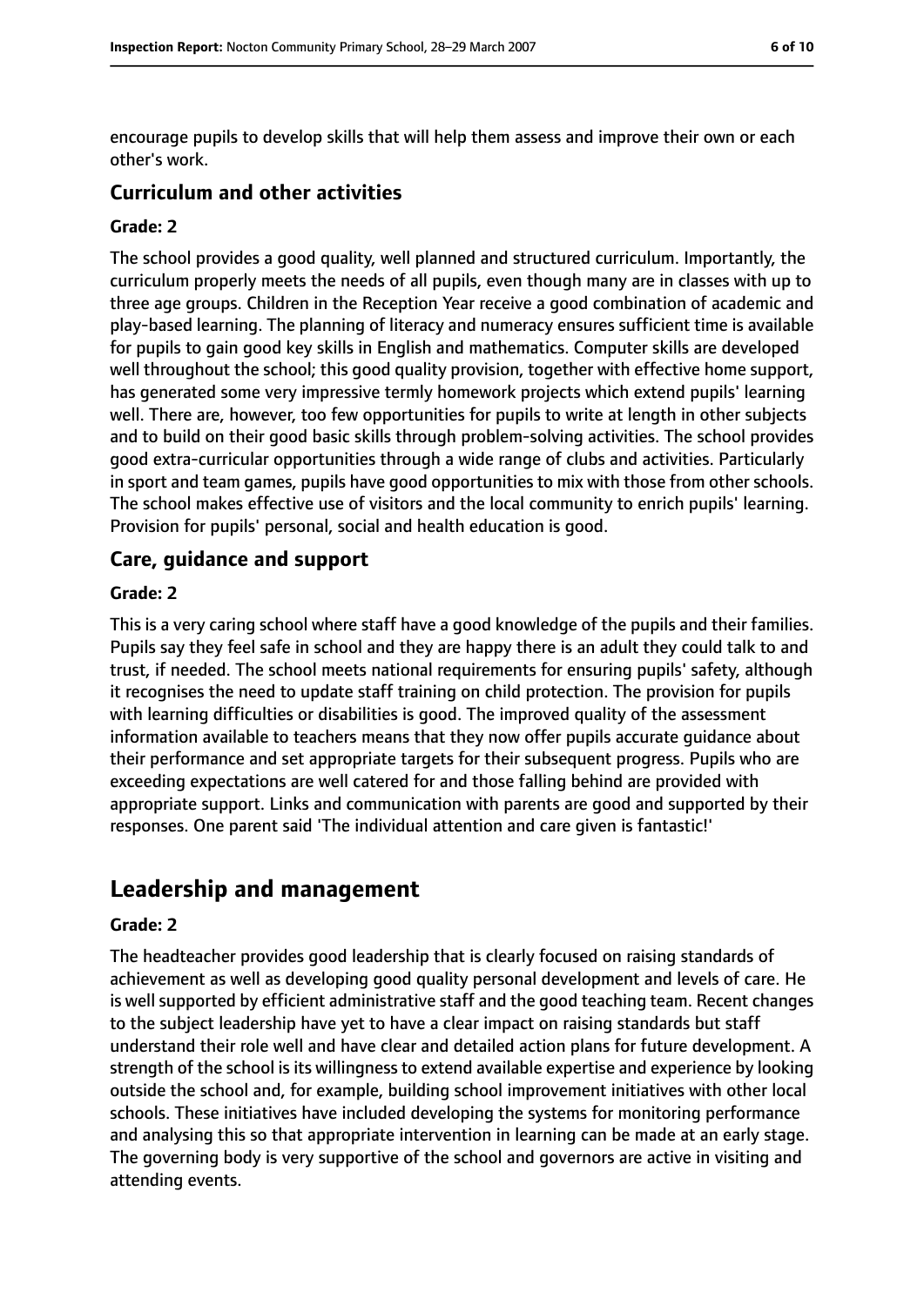encourage pupils to develop skills that will help them assess and improve their own or each other's work.

### Curriculum and other activities

#### Grade: 2

The school provides a good quality, well planned and structured curriculum. Importantly, the curriculum properly meets the needs of all pupils, even though many are in classes with up to three age groups. Children in the Reception Year receive a good combination of academic and play-based learning. The planning of literacy and numeracy ensures sufficient time is available for pupils to gain good key skills in English and mathematics. Computer skills are developed well throughout the school; this good quality provision, together with effective home support, has generated some very impressive termly homework projects which extend pupils' learning well. There are, however, too few opportunities for pupils to write at length in other subjects and to build on their good basic skills through problem-solving activities. The school provides good extra-curricular opportunities through a wide range of clubs and activities. Particularly in sport and team games, pupils have good opportunities to mix with those from other schools. The school makes effective use of visitors and the local community to enrich pupils' learning. Provision for pupils' personal, social and health education is good.

### Care, guidance and support

#### Grade: 2

This is a very caring school where staff have a good knowledge of the pupils and their families. Pupils say they feel safe in school and they are happy there is an adult they could talk to and trust, if needed. The school meets national requirements for ensuring pupils' safety, although it recognises the need to update staff training on child protection. The provision for pupils with learning difficulties or disabilities is good. The improved quality of the assessment information available to teachers means that they now offer pupils accurate guidance about their performance and set appropriate targets for their subsequent progress. Pupils who are exceeding expectations are well catered for and those falling behind are provided with appropriate support. Links and communication with parents are good and supported by their responses. One parent said 'The individual attention and care given is fantastic!'

## Leadership and management

#### Grade: 2

The headteacher provides good leadership that is clearly focused on raising standards of achievement as well as developing good quality personal development and levels of care. He is well supported by efficient administrative staff and the good teaching team. Recent changes to the subject leadership have yet to have a clear impact on raising standards but staff understand their role well and have clear and detailed action plans for future development. A strength of the school is its willingness to extend available expertise and experience by looking outside the school and, for example, building school improvement initiatives with other local schools. These initiatives have included developing the systems for monitoring performance and analysing this so that appropriate intervention in learning can be made at an early stage. The governing body is very supportive of the school and governors are active in visiting and attending events.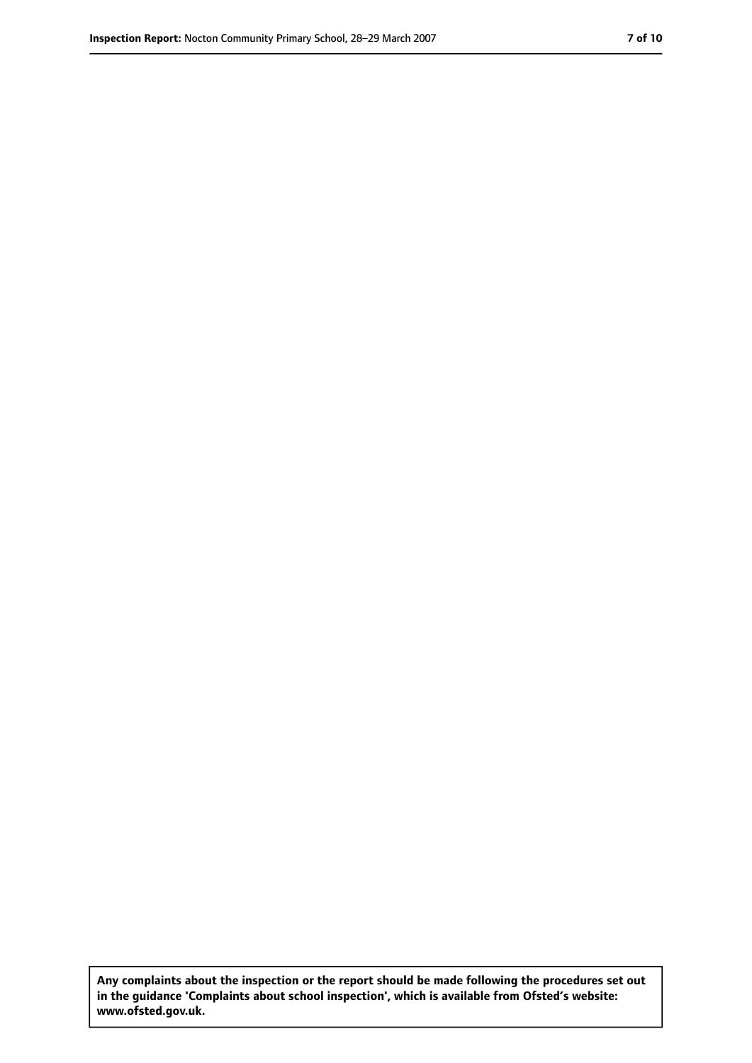**Any complaints about the inspection or the report should be made following the procedures set out in the guidance 'Complaints about school inspection', which is available from Ofsted's website: www.ofsted.gov.uk.**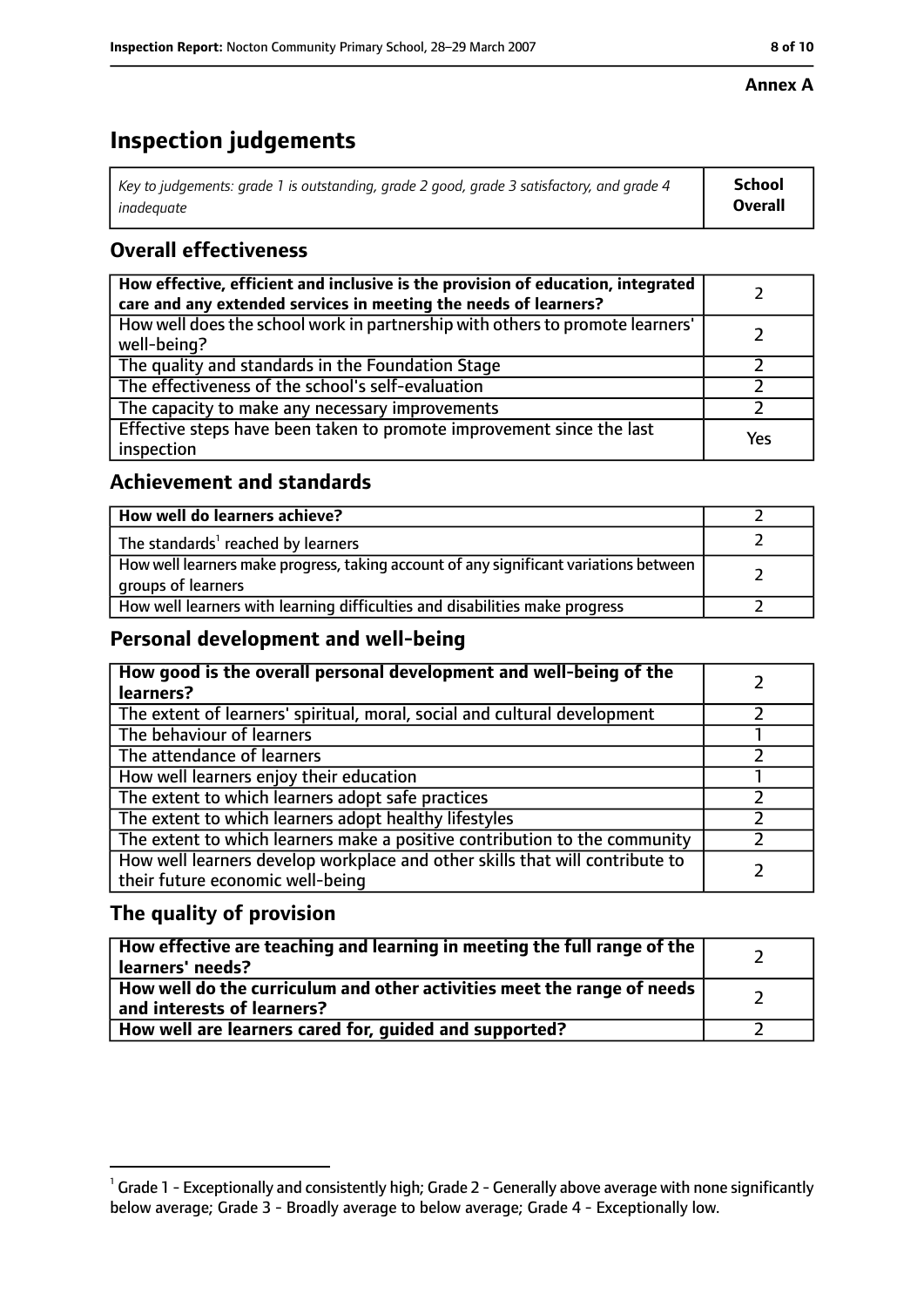**Annex A**

# Inspection judgements

| *Key to judgements: grade 1 is outstanding, grade 2 good, grade 3 satisfactory, and grade 4 inadequate* | **School Overall** |
|---|---|

## Overall effectiveness

| | |
|---|---|
| **How effective, efficient and inclusive is the provision of education, integrated care and any extended services in meeting the needs of learners?** | 2 |
| How well does the school work in partnership with others to promote learners' well-being? | 2 |
| The quality and standards in the Foundation Stage | 2 |
| The effectiveness of the school's self-evaluation | 2 |
| The capacity to make any necessary improvements | 2 |
| Effective steps have been taken to promote improvement since the last inspection | Yes |

## Achievement and standards

| | |
|---|---|
| **How well do learners achieve?** | 2 |
| The standards[1] reached by learners | 2 |
| How well learners make progress, taking account of any significant variations between groups of learners | 2 |
| How well learners with learning difficulties and disabilities make progress | 2 |

## Personal development and well-being

| | |
|---|---|
| **How good is the overall personal development and well-being of the learners?** | 2 |
| The extent of learners' spiritual, moral, social and cultural development | 2 |
| The behaviour of learners | 1 |
| The attendance of learners | 2 |
| How well learners enjoy their education | 1 |
| The extent to which learners adopt safe practices | 2 |
| The extent to which learners adopt healthy lifestyles | 2 |
| The extent to which learners make a positive contribution to the community | 2 |
| How well learners develop workplace and other skills that will contribute to their future economic well-being | 2 |

## The quality of provision

| | |
|---|---|
| **How effective are teaching and learning in meeting the full range of the learners' needs?** | 2 |
| **How well do the curriculum and other activities meet the range of needs and interests of learners?** | 2 |
| **How well are learners cared for, guided and supported?** | 2 |

[1] Grade 1 - Exceptionally and consistently high; Grade 2 - Generally above average with none significantly below average; Grade 3 - Broadly average to below average; Grade 4 - Exceptionally low.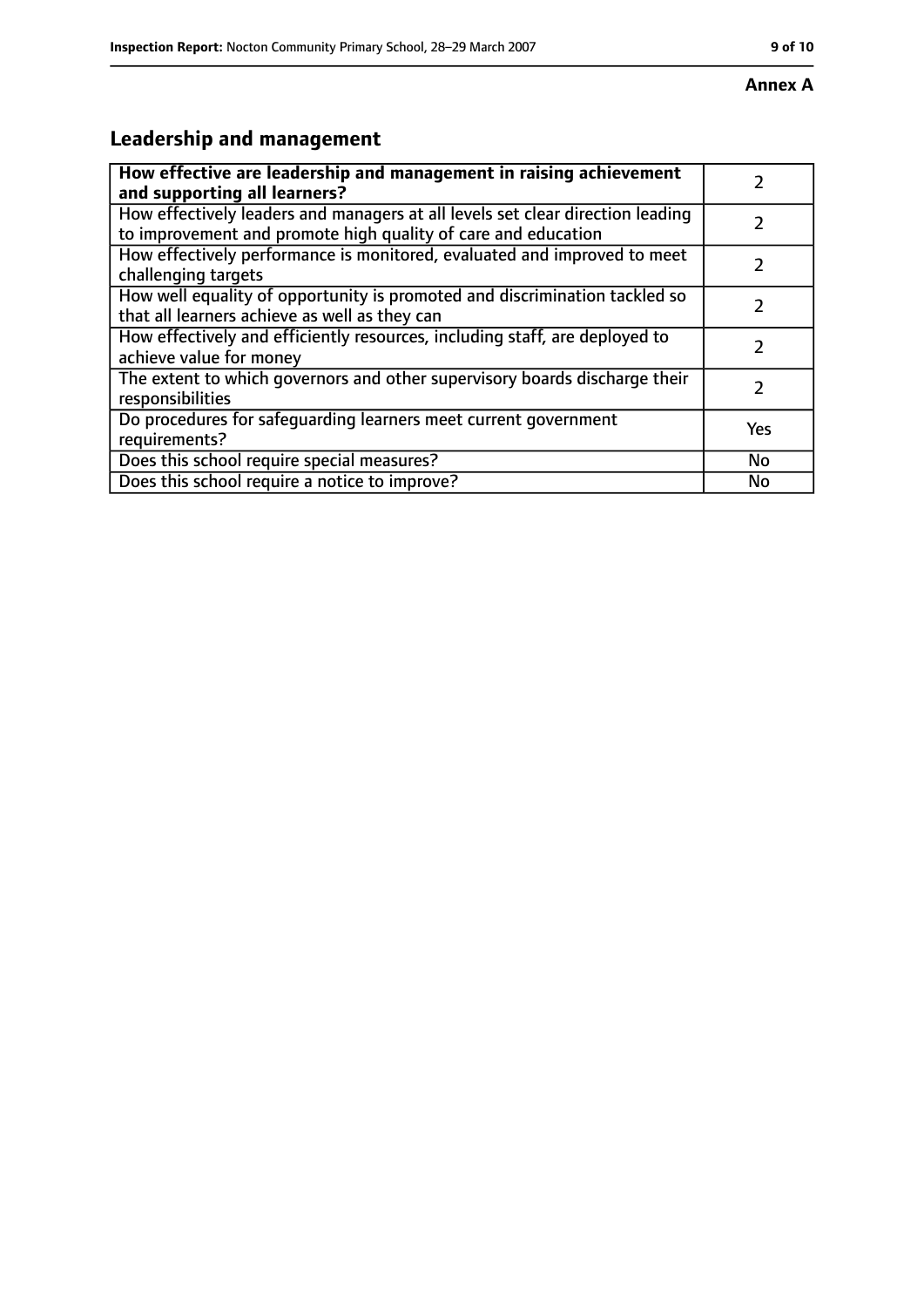**Annex A**

## Leadership and management

| **How effective are leadership and management in raising achievement and supporting all learners?** | 2 |
|---|---|
| How effectively leaders and managers at all levels set clear direction leading to improvement and promote high quality of care and education | 2 |
| How effectively performance is monitored, evaluated and improved to meet challenging targets | 2 |
| How well equality of opportunity is promoted and discrimination tackled so that all learners achieve as well as they can | 2 |
| How effectively and efficiently resources, including staff, are deployed to achieve value for money | 2 |
| The extent to which governors and other supervisory boards discharge their responsibilities | 2 |
| Do procedures for safeguarding learners meet current government requirements? | Yes |
| Does this school require special measures? | No |
| Does this school require a notice to improve? | No |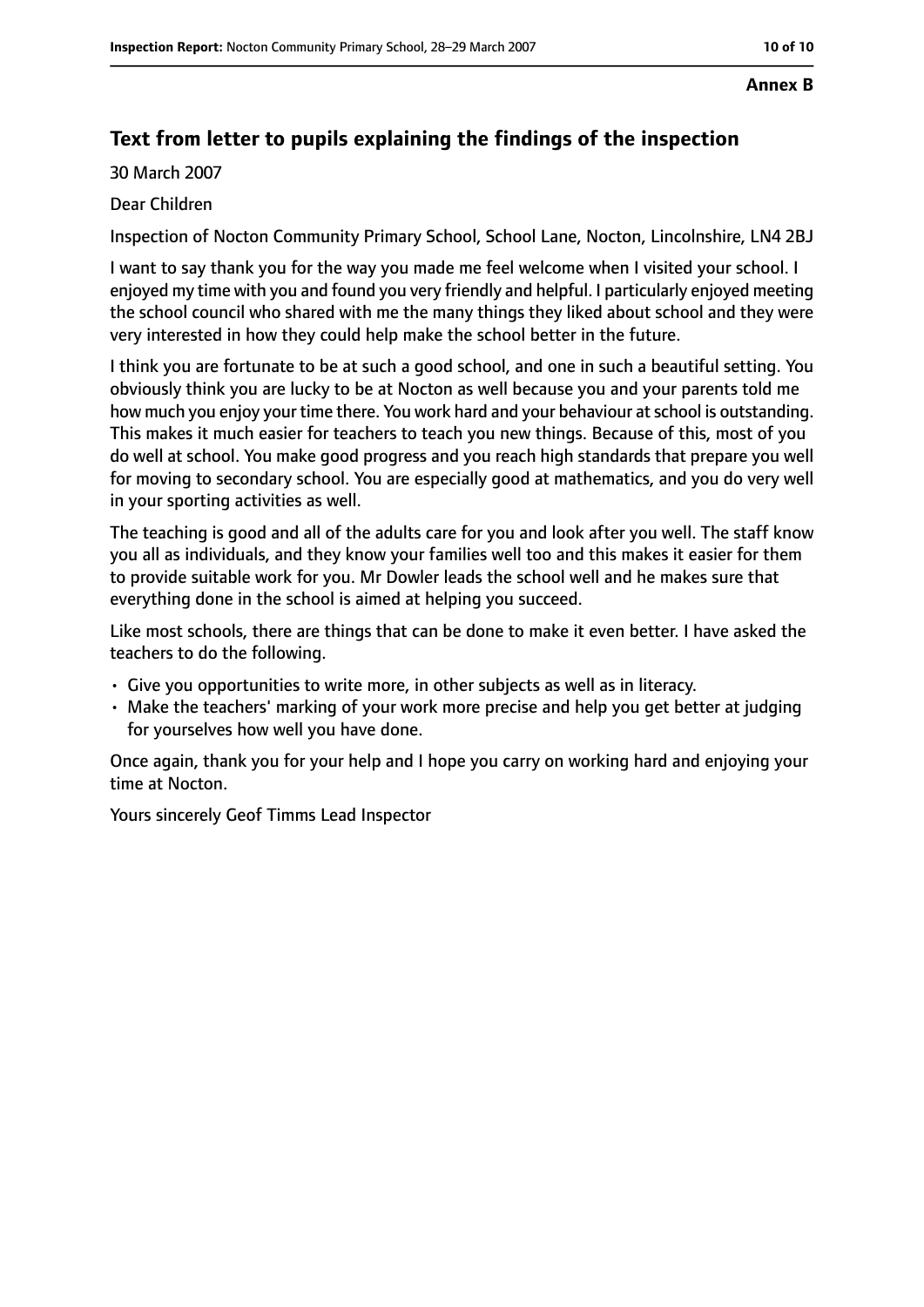**Annex B**

## Text from letter to pupils explaining the findings of the inspection

30 March 2007

Dear Children

Inspection of Nocton Community Primary School, School Lane, Nocton, Lincolnshire, LN4 2BJ

I want to say thank you for the way you made me feel welcome when I visited your school. I enjoyed my time with you and found you very friendly and helpful. I particularly enjoyed meeting the school council who shared with me the many things they liked about school and they were very interested in how they could help make the school better in the future.

I think you are fortunate to be at such a good school, and one in such a beautiful setting. You obviously think you are lucky to be at Nocton as well because you and your parents told me how much you enjoy your time there. You work hard and your behaviour at school is outstanding. This makes it much easier for teachers to teach you new things. Because of this, most of you do well at school. You make good progress and you reach high standards that prepare you well for moving to secondary school. You are especially good at mathematics, and you do very well in your sporting activities as well.

The teaching is good and all of the adults care for you and look after you well. The staff know you all as individuals, and they know your families well too and this makes it easier for them to provide suitable work for you. Mr Dowler leads the school well and he makes sure that everything done in the school is aimed at helping you succeed.

Like most schools, there are things that can be done to make it even better. I have asked the teachers to do the following.

- Give you opportunities to write more, in other subjects as well as in literacy.
- Make the teachers' marking of your work more precise and help you get better at judging for yourselves how well you have done.

Once again, thank you for your help and I hope you carry on working hard and enjoying your time at Nocton.

Yours sincerely Geof Timms Lead Inspector